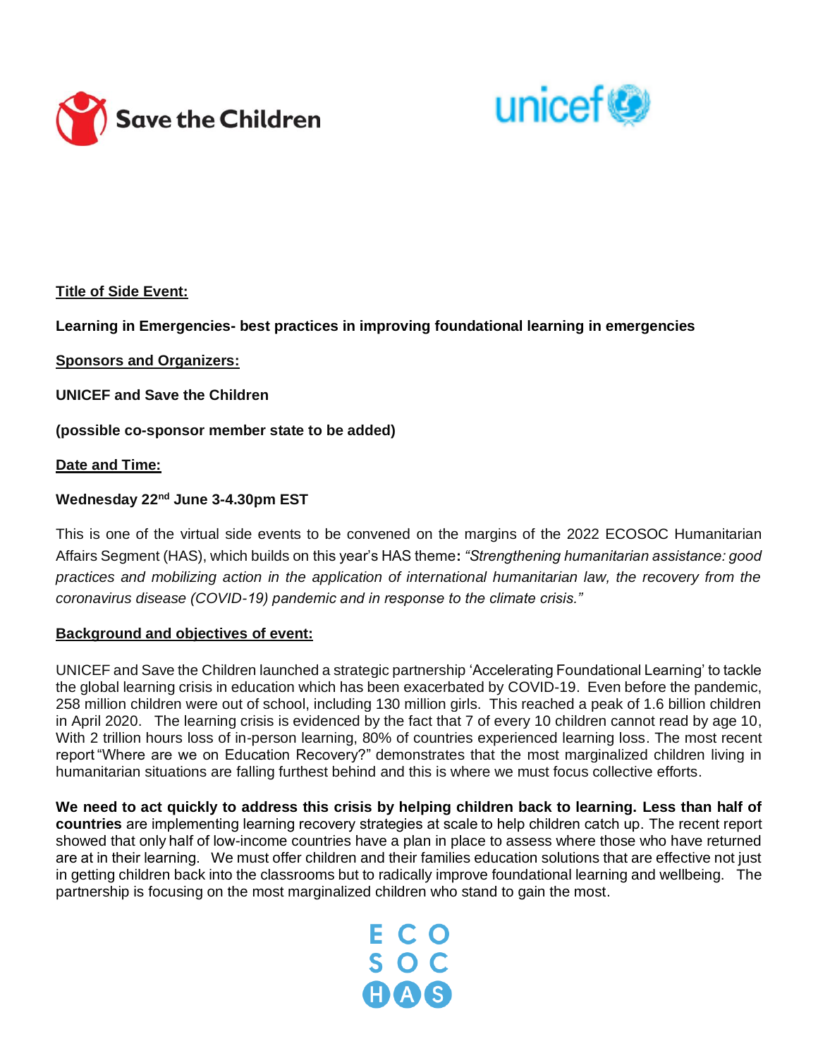**Title of Side Event:**

**Learning in Emergencies- best practices in improving foundational learning in emergencies**

**Sponsors and Organizers:**

**UNICEF and Save the Children**

**(possible co-sponsor member state to be added)**

**Date and Time:**

**Wednesday 22nd June 3-4.30pm EST**

This is one of the virtual side events to be convened on the margins of the 2022 ECOSOC Humanitarian Affairs Segment (HAS), which builds on this year's HAS theme**:** *"Strengthening humanitarian assistance: good practices and mobilizing action in the application of international humanitarian law, the recovery from the coronavirus disease (COVID-19) pandemic and in response to the climate crisis."*

**Background and objectives of event:**

UNICEF and Save the Children launched a strategic partnership 'Accelerating Foundational Learning' to tackle the global learning crisis in education which has been exacerbated by COVID-19. Even before the pandemic, 258 million children were out of school, including 130 million girls. This reached a peak of 1.6 billion children in April 2020. The learning crisis is evidenced by the fact that 7 of every 10 children cannot read by age 10, With 2 trillion hours loss of in-person learning, 80% of countries experienced learning loss. The most recent report "Where are we on Education Recovery?" demonstrates that the most marginalized children living in humanitarian situations are falling furthest behind and this is where we must focus collective efforts.

**We need to act quickly to address this crisis by helping children back to learning. Less than half of countries** are implementing learning recovery strategies at scale to help children catch up. The recent report showed that only half of low-income countries have a plan in place to assess where those who have returned are at in their learning. We must offer children and their families education solutions that are effective not just in getting children back into the classrooms but to radically improve foundational learning and wellbeing. The partnership is focusing on the most marginalized children who stand to gain the most.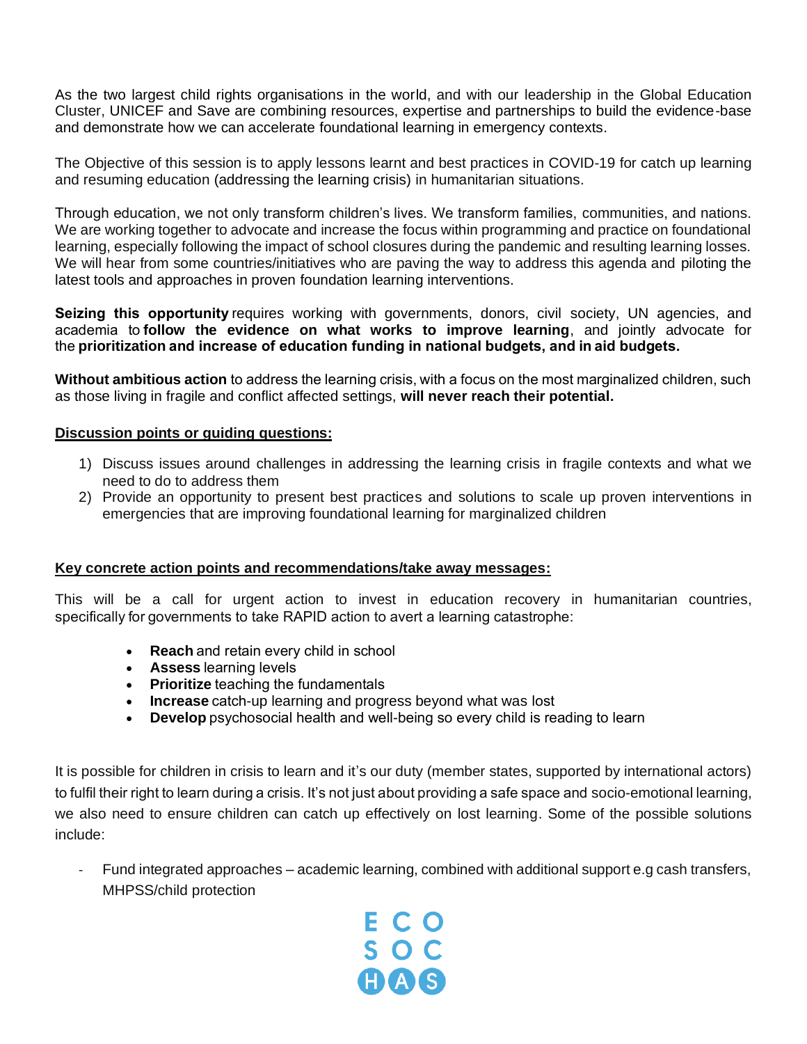As the two largest child rights organisations in the world, and with our leadership in the Global Education Cluster, UNICEF and Save are combining resources, expertise and partnerships to build the evidence-base and demonstrate how we can accelerate foundational learning in emergency contexts.

The Objective of this session is to apply lessons learnt and best practices in COVID-19 for catch up learning and resuming education (addressing the learning crisis) in humanitarian situations.

Through education, we not only transform children's lives. We transform families, communities, and nations. We are working together to advocate and increase the focus within programming and practice on foundational learning, especially following the impact of school closures during the pandemic and resulting learning losses. We will hear from some countries/initiatives who are paving the way to address this agenda and piloting the latest tools and approaches in proven foundation learning interventions.

**Seizing this opportunity** requires working with governments, donors, civil society, UN agencies, and academia to **follow the evidence on what works to improve learning**, and jointly advocate for the **prioritization and increase of education funding in national budgets, and in aid budgets.**

**Without ambitious action** to address the learning crisis, with a focus on the most marginalized children, such as those living in fragile and conflict affected settings, **will never reach their potential.**

**Discussion points or guiding questions:**

1) Discuss issues around challenges in addressing the learning crisis in fragile contexts and what we need to do to address them
2) Provide an opportunity to present best practices and solutions to scale up proven interventions in emergencies that are improving foundational learning for marginalized children

**Key concrete action points and recommendations/take away messages:**

This will be a call for urgent action to invest in education recovery in humanitarian countries, specifically for governments to take RAPID action to avert a learning catastrophe:

- **Reach** and retain every child in school
- **Assess** learning levels
- **Prioritize** teaching the fundamentals
- **Increase** catch-up learning and progress beyond what was lost
- **Develop** psychosocial health and well-being so every child is reading to learn

It is possible for children in crisis to learn and it's our duty (member states, supported by international actors) to fulfil their right to learn during a crisis. It's not just about providing a safe space and socio-emotional learning, we also need to ensure children can catch up effectively on lost learning. Some of the possible solutions include:

- Fund integrated approaches – academic learning, combined with additional support e.g cash transfers, MHPSS/child protection

ECO
SOC
HAS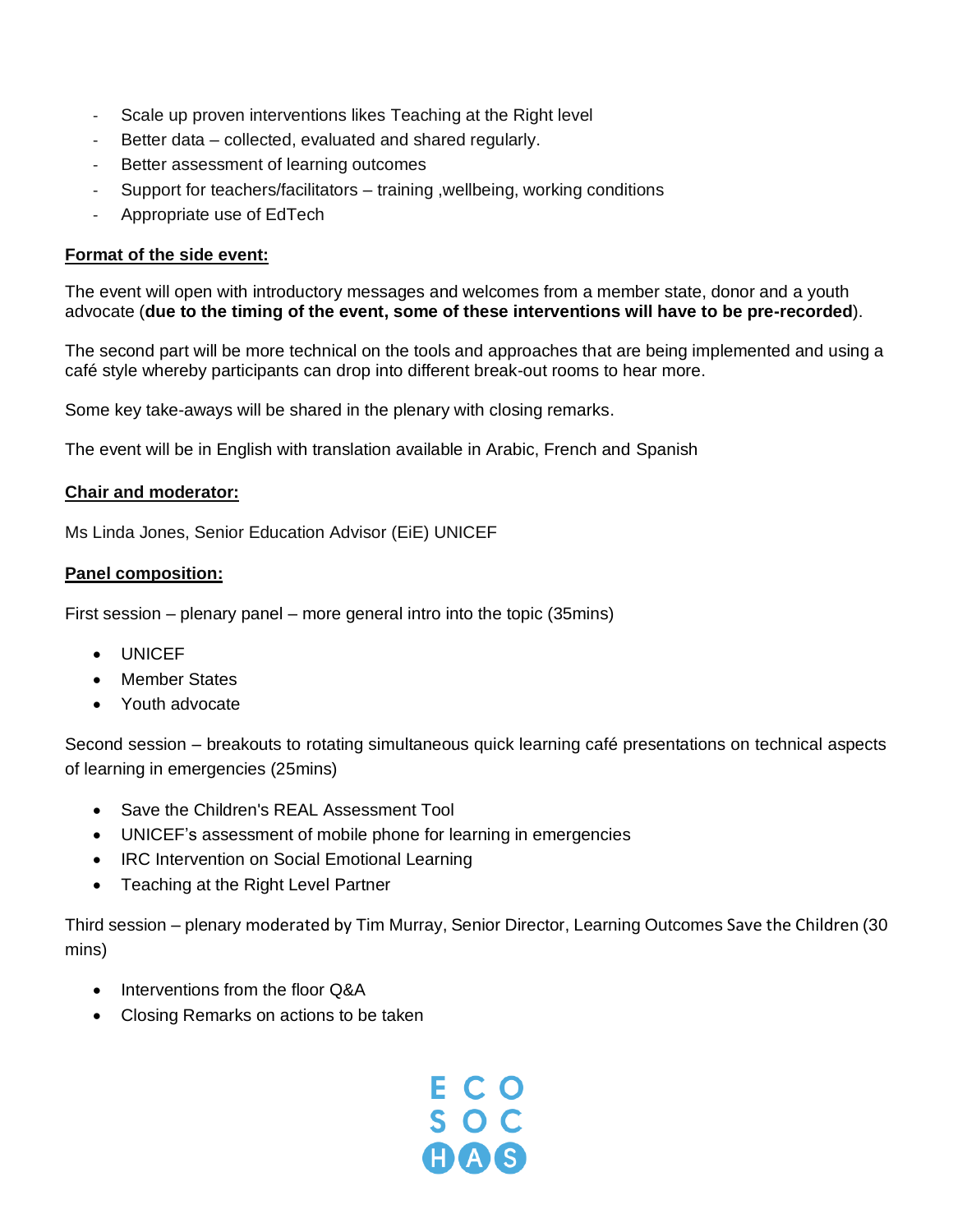- Scale up proven interventions likes Teaching at the Right level
- Better data – collected, evaluated and shared regularly.
- Better assessment of learning outcomes
- Support for teachers/facilitators – training ,wellbeing, working conditions
- Appropriate use of EdTech

**Format of the side event:**

The event will open with introductory messages and welcomes from a member state, donor and a youth advocate (**due to the timing of the event, some of these interventions will have to be pre-recorded**).

The second part will be more technical on the tools and approaches that are being implemented and using a café style whereby participants can drop into different break-out rooms to hear more.

Some key take-aways will be shared in the plenary with closing remarks.

The event will be in English with translation available in Arabic, French and Spanish

**Chair and moderator:**

Ms Linda Jones, Senior Education Advisor (EiE) UNICEF

**Panel composition:**

First session – plenary panel – more general intro into the topic (35mins)

- UNICEF
- Member States
- Youth advocate

Second session – breakouts to rotating simultaneous quick learning café presentations on technical aspects of learning in emergencies (25mins)

- Save the Children's REAL Assessment Tool
- UNICEF's assessment of mobile phone for learning in emergencies
- IRC Intervention on Social Emotional Learning
- Teaching at the Right Level Partner

Third session – plenary moderated by Tim Murray, Senior Director, Learning Outcomes Save the Children (30 mins)

- Interventions from the floor Q&A
- Closing Remarks on actions to be taken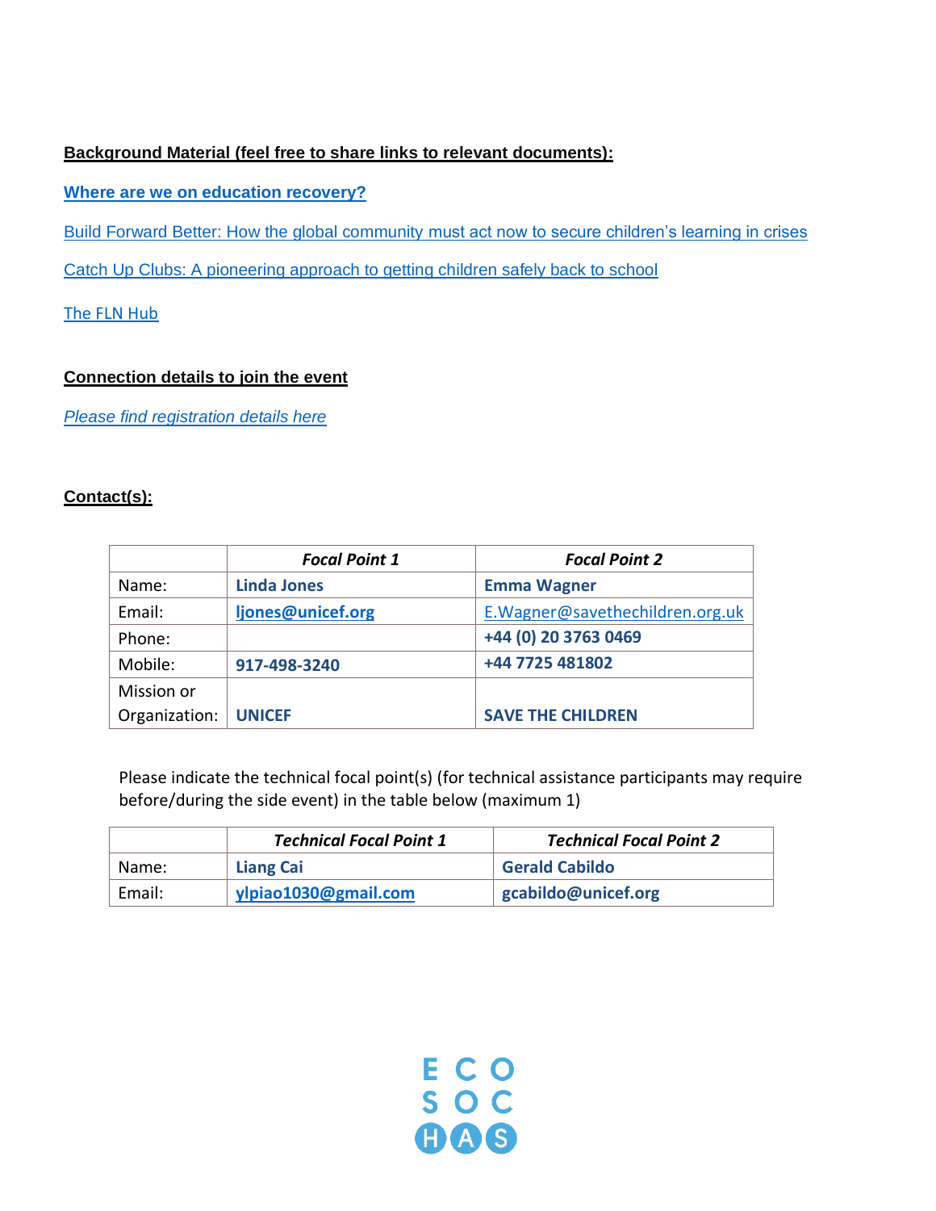**Background Material (feel free to share links to relevant documents):**

**Where are we on education recovery?**

Build Forward Better: How the global community must act now to secure children's learning in crises

Catch Up Clubs: A pioneering approach to getting children safely back to school

The FLN Hub

**Connection details to join the event**

*Please find registration details here*

**Contact(s):**

| | *Focal Point 1* | *Focal Point 2* |
|---|---|---|
| Name: | **Linda Jones** | **Emma Wagner** |
| Email: | **ljones@unicef.org** | E.Wagner@savethechildren.org.uk |
| Phone: | | **+44 (0) 20 3763 0469** |
| Mobile: | **917-498-3240** | **+44 7725 481802** |
| Mission or Organization: | **UNICEF** | **SAVE THE CHILDREN** |

Please indicate the technical focal point(s) (for technical assistance participants may require before/during the side event) in the table below (maximum 1)

| | *Technical Focal Point 1* | *Technical Focal Point 2* |
|---|---|---|
| Name: | **Liang Cai** | **Gerald Cabildo** |
| Email: | **ylpiao1030@gmail.com** | **gcabildo@unicef.org** |

ECO SOC HAS